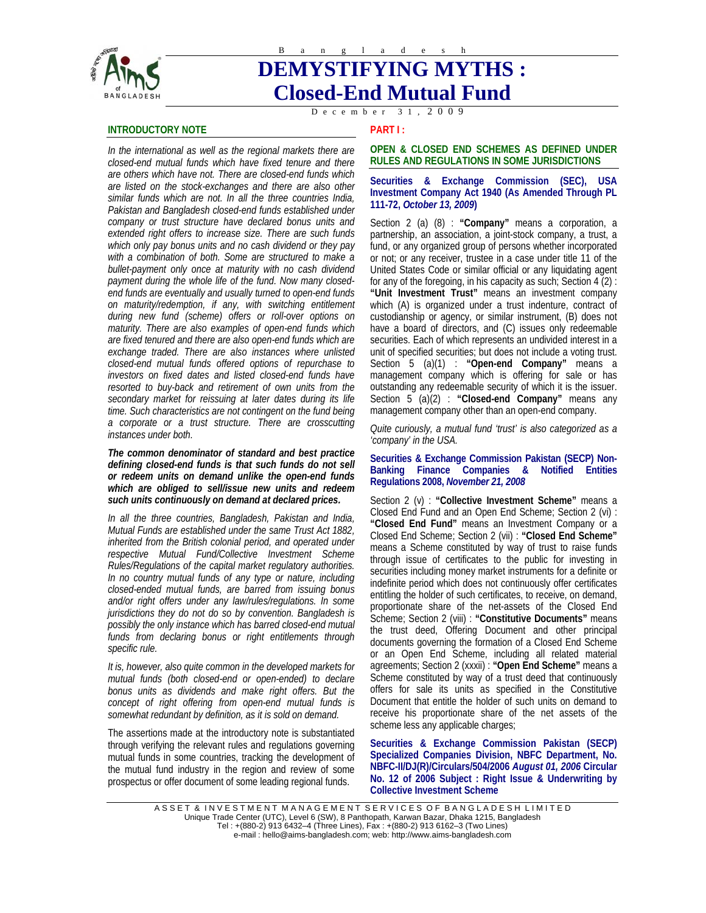Bangladesh

# DEMYSTIFYING MYTHS : Closed-End Mutual Fund

December 31, 2009

## INTRODUCTORY NOTE

*In the international as well as the regional markets there are closed-end mutual funds which have fixed tenure and there are others which have not. There are closed-end funds which are listed on the stock-exchanges and there are also other similar funds which are not. In all the three countries India, Pakistan and Bangladesh closed-end funds established under company or trust structure have declared bonus units and extended right offers to increase size. There are such funds which only pay bonus units and no cash dividend or they pay with a combination of both. Some are structured to make a bullet-payment only once at maturity with no cash dividend payment during the whole life of the fund. Now many closed-end funds are eventually and usually turned to open-end funds on maturity/redemption, if any, with switching entitlement during new fund (scheme) offers or roll-over options on maturity. There are also examples of open-end funds which are fixed tenured and there are also open-end funds which are exchange traded. There are also instances where unlisted closed-end mutual funds offered options of repurchase to investors on fixed dates and listed closed-end funds have resorted to buy-back and retirement of own units from the secondary market for reissuing at later dates during its life time. Such characteristics are not contingent on the fund being a corporate or a trust structure. There are crosscutting instances under both.*

***The common denominator of standard and best practice defining closed-end funds is that such funds do not sell or redeem units on demand unlike the open-end funds which are obliged to sell/issue new units and redeem such units continuously on demand at declared prices.***

*In all the three countries, Bangladesh, Pakistan and India, Mutual Funds are established under the same Trust Act 1882, inherited from the British colonial period, and operated under respective Mutual Fund/Collective Investment Scheme Rules/Regulations of the capital market regulatory authorities. In no country mutual funds of any type or nature, including closed-ended mutual funds, are barred from issuing bonus and/or right offers under any law/rules/regulations. In some jurisdictions they do not do so by convention. Bangladesh is possibly the only instance which has barred closed-end mutual funds from declaring bonus or right entitlements through specific rule.*

*It is, however, also quite common in the developed markets for mutual funds (both closed-end or open-ended) to declare bonus units as dividends and make right offers. But the concept of right offering from open-end mutual funds is somewhat redundant by definition, as it is sold on demand.*

The assertions made at the introductory note is substantiated through verifying the relevant rules and regulations governing mutual funds in some countries, tracking the development of the mutual fund industry in the region and review of some prospectus or offer document of some leading regional funds.

## PART I :

### OPEN & CLOSED END SCHEMES AS DEFINED UNDER RULES AND REGULATIONS IN SOME JURISDICTIONS

#### Securities & Exchange Commission (SEC), USA Investment Company Act 1940 (As Amended Through PL 111-72, *October 13, 2009*)

Section 2 (a) (8) : **"Company"** means a corporation, a partnership, an association, a joint-stock company, a trust, a fund, or any organized group of persons whether incorporated or not; or any receiver, trustee in a case under title 11 of the United States Code or similar official or any liquidating agent for any of the foregoing, in his capacity as such; Section 4 (2) : **"Unit Investment Trust"** means an investment company which (A) is organized under a trust indenture, contract of custodianship or agency, or similar instrument, (B) does not have a board of directors, and (C) issues only redeemable securities. Each of which represents an undivided interest in a unit of specified securities; but does not include a voting trust. Section 5 (a)(1) : **"Open-end Company"** means a management company which is offering for sale or has outstanding any redeemable security of which it is the issuer. Section 5 (a)(2) : **"Closed-end Company"** means any management company other than an open-end company.

*Quite curiously, a mutual fund 'trust' is also categorized as a 'company' in the USA.*

#### Securities & Exchange Commission Pakistan (SECP) Non-Banking Finance Companies & Notified Entities Regulations 2008, *November 21, 2008*

Section 2 (v) : **"Collective Investment Scheme"** means a Closed End Fund and an Open End Scheme; Section 2 (vi) : **"Closed End Fund"** means an Investment Company or a Closed End Scheme; Section 2 (vii) : **"Closed End Scheme"** means a Scheme constituted by way of trust to raise funds through issue of certificates to the public for investing in securities including money market instruments for a definite or indefinite period which does not continuously offer certificates entitling the holder of such certificates, to receive, on demand, proportionate share of the net-assets of the Closed End Scheme; Section 2 (viii) : **"Constitutive Documents"** means the trust deed, Offering Document and other principal documents governing the formation of a Closed End Scheme or an Open End Scheme, including all related material agreements; Section 2 (xxxii) : **"Open End Scheme"** means a Scheme constituted by way of a trust deed that continuously offers for sale its units as specified in the Constitutive Document that entitle the holder of such units on demand to receive his proportionate share of the net assets of the scheme less any applicable charges;

#### Securities & Exchange Commission Pakistan (SECP) Specialized Companies Division, NBFC Department, No. NBFC-II/DJ(R)/Circulars/504/2006 *August 01, 2006* Circular No. 12 of 2006 Subject : Right Issue & Underwriting by Collective Investment Scheme

ASSET & INVESTMENT MANAGEMENT SERVICES OF BANGLADESH LIMITED
Unique Trade Center (UTC), Level 6 (SW), 8 Panthopath, Karwan Bazar, Dhaka 1215, Bangladesh
Tel : +(880-2) 913 6432–4 (Three Lines), Fax : +(880-2) 913 6162–3 (Two Lines)
e-mail : hello@aims-bangladesh.com; web: http://www.aims-bangladesh.com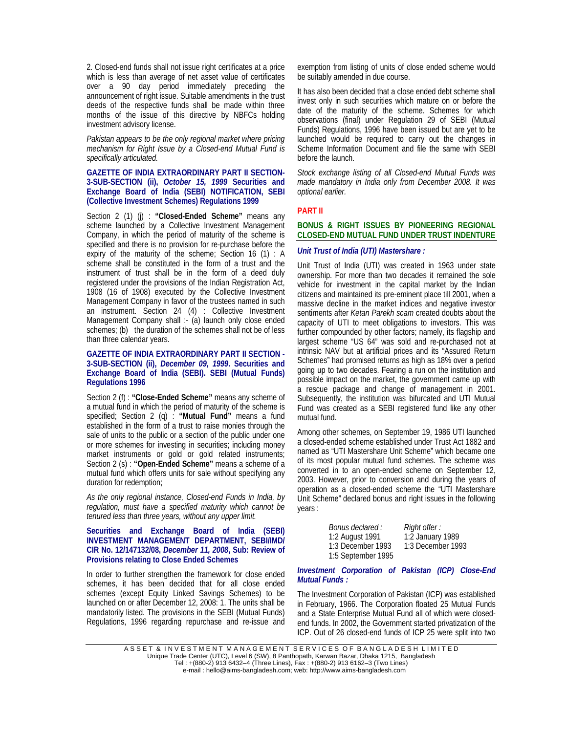2. Closed-end funds shall not issue right certificates at a price which is less than average of net asset value of certificates over a 90 day period immediately preceding the announcement of right issue. Suitable amendments in the trust deeds of the respective funds shall be made within three months of the issue of this directive by NBFCs holding investment advisory license.

*Pakistan appears to be the only regional market where pricing mechanism for Right Issue by a Closed-end Mutual Fund is specifically articulated.*

**GAZETTE OF INDIA EXTRAORDINARY PART II SECTION-3-SUB-SECTION (ii), *October 15, 1999* Securities and Exchange Board of India (SEBI) NOTIFICATION, SEBI (Collective Investment Schemes) Regulations 1999**

Section 2 (1) (j) : **"Closed-Ended Scheme"** means any scheme launched by a Collective Investment Management Company, in which the period of maturity of the scheme is specified and there is no provision for re-purchase before the expiry of the maturity of the scheme; Section 16 (1) : A scheme shall be constituted in the form of a trust and the instrument of trust shall be in the form of a deed duly registered under the provisions of the Indian Registration Act, 1908 (16 of 1908) executed by the Collective Investment Management Company in favor of the trustees named in such an instrument. Section 24 (4) : Collective Investment Management Company shall :- (a) launch only close ended schemes; (b) the duration of the schemes shall not be of less than three calendar years.

**GAZETTE OF INDIA EXTRAORDINARY PART II SECTION - 3-SUB-SECTION (ii), *December 09, 1999*. Securities and Exchange Board of India (SEBI). SEBI (Mutual Funds) Regulations 1996**

Section 2 (f) : **"Close-Ended Scheme"** means any scheme of a mutual fund in which the period of maturity of the scheme is specified; Section 2 (q) : **"Mutual Fund"** means a fund established in the form of a trust to raise monies through the sale of units to the public or a section of the public under one or more schemes for investing in securities; including money market instruments or gold or gold related instruments; Section 2 (s) : **"Open-Ended Scheme"** means a scheme of a mutual fund which offers units for sale without specifying any duration for redemption;

*As the only regional instance, Closed-end Funds in India, by regulation, must have a specified maturity which cannot be tenured less than three years, without any upper limit.*

**Securities and Exchange Board of India (SEBI) INVESTMENT MANAGEMENT DEPARTMENT, SEBI/IMD/ CIR No. 12/147132/08, *December 11, 2008*, Sub: Review of Provisions relating to Close Ended Schemes**

In order to further strengthen the framework for close ended schemes, it has been decided that for all close ended schemes (except Equity Linked Savings Schemes) to be launched on or after December 12, 2008: 1. The units shall be mandatorily listed. The provisions in the SEBI (Mutual Funds) Regulations, 1996 regarding repurchase and re-issue and exemption from listing of units of close ended scheme would be suitably amended in due course.

It has also been decided that a close ended debt scheme shall invest only in such securities which mature on or before the date of the maturity of the scheme. Schemes for which observations (final) under Regulation 29 of SEBI (Mutual Funds) Regulations, 1996 have been issued but are yet to be launched would be required to carry out the changes in Scheme Information Document and file the same with SEBI before the launch.

*Stock exchange listing of all Closed-end Mutual Funds was made mandatory in India only from December 2008. It was optional earlier.*

## PART II

### BONUS & RIGHT ISSUES BY PIONEERING REGIONAL CLOSED-END MUTUAL FUND UNDER TRUST INDENTURE

***Unit Trust of India (UTI) Mastershare :***

Unit Trust of India (UTI) was created in 1963 under state ownership. For more than two decades it remained the sole vehicle for investment in the capital market by the Indian citizens and maintained its pre-eminent place till 2001, when a massive decline in the market indices and negative investor sentiments after *Ketan Parekh scam* created doubts about the capacity of UTI to meet obligations to investors. This was further compounded by other factors; namely, its flagship and largest scheme "US 64" was sold and re-purchased not at intrinsic NAV but at artificial prices and its "Assured Return Schemes" had promised returns as high as 18% over a period going up to two decades. Fearing a run on the institution and possible impact on the market, the government came up with a rescue package and change of management in 2001. Subsequently, the institution was bifurcated and UTI Mutual Fund was created as a SEBI registered fund like any other mutual fund.

Among other schemes, on September 19, 1986 UTI launched a closed-ended scheme established under Trust Act 1882 and named as "UTI Mastershare Unit Scheme" which became one of its most popular mutual fund schemes. The scheme was converted in to an open-ended scheme on September 12, 2003. However, prior to conversion and during the years of operation as a closed-ended scheme the "UTI Mastershare Unit Scheme" declared bonus and right issues in the following years :

| *Bonus declared :* | *Right offer :* |
|---|---|
| 1:2 August 1991 | 1:2 January 1989 |
| 1:3 December 1993 | 1:3 December 1993 |
| 1:5 September 1995 | |

***Investment Corporation of Pakistan (ICP) Close-End Mutual Funds :***

The Investment Corporation of Pakistan (ICP) was established in February, 1966. The Corporation floated 25 Mutual Funds and a State Enterprise Mutual Fund all of which were closed-end funds. In 2002, the Government started privatization of the ICP. Out of 26 closed-end funds of ICP 25 were split into two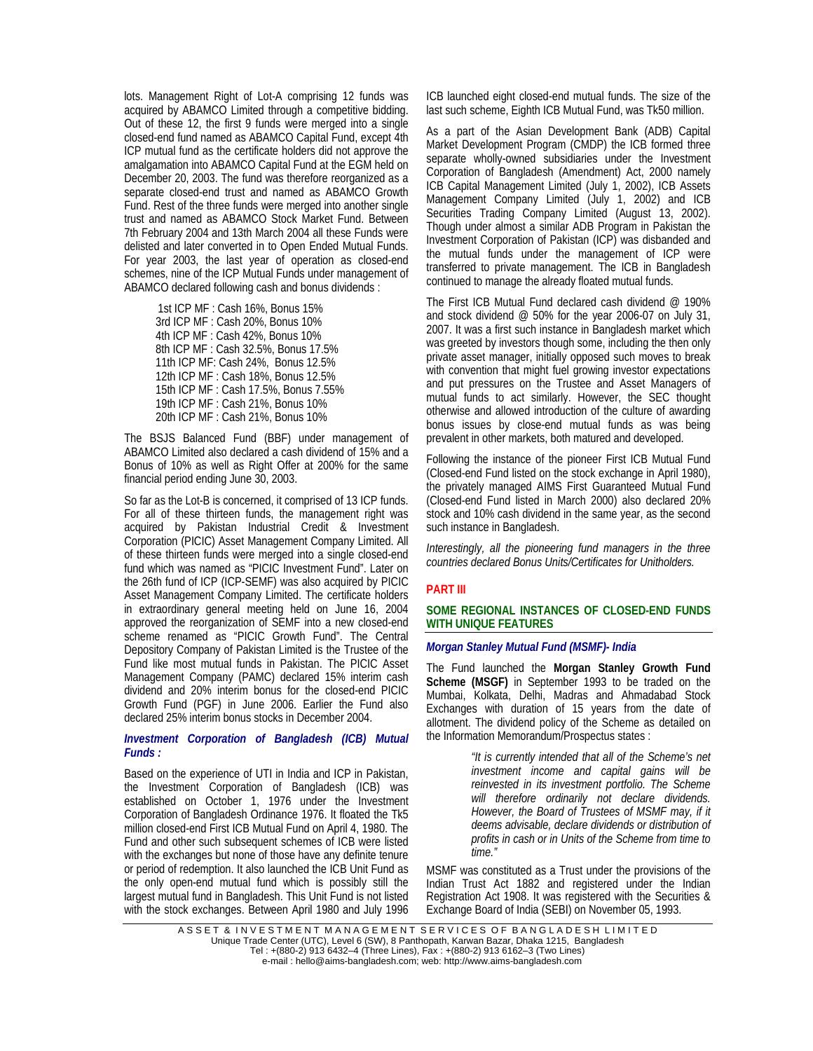lots. Management Right of Lot-A comprising 12 funds was acquired by ABAMCO Limited through a competitive bidding. Out of these 12, the first 9 funds were merged into a single closed-end fund named as ABAMCO Capital Fund, except 4th ICP mutual fund as the certificate holders did not approve the amalgamation into ABAMCO Capital Fund at the EGM held on December 20, 2003. The fund was therefore reorganized as a separate closed-end trust and named as ABAMCO Growth Fund. Rest of the three funds were merged into another single trust and named as ABAMCO Stock Market Fund. Between 7th February 2004 and 13th March 2004 all these Funds were delisted and later converted in to Open Ended Mutual Funds. For year 2003, the last year of operation as closed-end schemes, nine of the ICP Mutual Funds under management of ABAMCO declared following cash and bonus dividends :

1st ICP MF : Cash 16%, Bonus 15%
3rd ICP MF : Cash 20%, Bonus 10%
4th ICP MF : Cash 42%, Bonus 10%
8th ICP MF : Cash 32.5%, Bonus 17.5%
11th ICP MF: Cash 24%, Bonus 12.5%
12th ICP MF : Cash 18%, Bonus 12.5%
15th ICP MF : Cash 17.5%, Bonus 7.55%
19th ICP MF : Cash 21%, Bonus 10%
20th ICP MF : Cash 21%, Bonus 10%

The BSJS Balanced Fund (BBF) under management of ABAMCO Limited also declared a cash dividend of 15% and a Bonus of 10% as well as Right Offer at 200% for the same financial period ending June 30, 2003.

So far as the Lot-B is concerned, it comprised of 13 ICP funds. For all of these thirteen funds, the management right was acquired by Pakistan Industrial Credit & Investment Corporation (PICIC) Asset Management Company Limited. All of these thirteen funds were merged into a single closed-end fund which was named as "PICIC Investment Fund". Later on the 26th fund of ICP (ICP-SEMF) was also acquired by PICIC Asset Management Company Limited. The certificate holders in extraordinary general meeting held on June 16, 2004 approved the reorganization of SEMF into a new closed-end scheme renamed as "PICIC Growth Fund". The Central Depository Company of Pakistan Limited is the Trustee of the Fund like most mutual funds in Pakistan. The PICIC Asset Management Company (PAMC) declared 15% interim cash dividend and 20% interim bonus for the closed-end PICIC Growth Fund (PGF) in June 2006. Earlier the Fund also declared 25% interim bonus stocks in December 2004.

### *Investment Corporation of Bangladesh (ICB) Mutual Funds :*

Based on the experience of UTI in India and ICP in Pakistan, the Investment Corporation of Bangladesh (ICB) was established on October 1, 1976 under the Investment Corporation of Bangladesh Ordinance 1976. It floated the Tk5 million closed-end First ICB Mutual Fund on April 4, 1980. The Fund and other such subsequent schemes of ICB were listed with the exchanges but none of those have any definite tenure or period of redemption. It also launched the ICB Unit Fund as the only open-end mutual fund which is possibly still the largest mutual fund in Bangladesh. This Unit Fund is not listed with the stock exchanges. Between April 1980 and July 1996 ICB launched eight closed-end mutual funds. The size of the last such scheme, Eighth ICB Mutual Fund, was Tk50 million.

As a part of the Asian Development Bank (ADB) Capital Market Development Program (CMDP) the ICB formed three separate wholly-owned subsidiaries under the Investment Corporation of Bangladesh (Amendment) Act, 2000 namely ICB Capital Management Limited (July 1, 2002), ICB Assets Management Company Limited (July 1, 2002) and ICB Securities Trading Company Limited (August 13, 2002). Though under almost a similar ADB Program in Pakistan the Investment Corporation of Pakistan (ICP) was disbanded and the mutual funds under the management of ICP were transferred to private management. The ICB in Bangladesh continued to manage the already floated mutual funds.

The First ICB Mutual Fund declared cash dividend @ 190% and stock dividend @ 50% for the year 2006-07 on July 31, 2007. It was a first such instance in Bangladesh market which was greeted by investors though some, including the then only private asset manager, initially opposed such moves to break with convention that might fuel growing investor expectations and put pressures on the Trustee and Asset Managers of mutual funds to act similarly. However, the SEC thought otherwise and allowed introduction of the culture of awarding bonus issues by close-end mutual funds as was being prevalent in other markets, both matured and developed.

Following the instance of the pioneer First ICB Mutual Fund (Closed-end Fund listed on the stock exchange in April 1980), the privately managed AIMS First Guaranteed Mutual Fund (Closed-end Fund listed in March 2000) also declared 20% stock and 10% cash dividend in the same year, as the second such instance in Bangladesh.

*Interestingly, all the pioneering fund managers in the three countries declared Bonus Units/Certificates for Unitholders.*

## PART III

## SOME REGIONAL INSTANCES OF CLOSED-END FUNDS WITH UNIQUE FEATURES

### *Morgan Stanley Mutual Fund (MSMF)- India*

The Fund launched the **Morgan Stanley Growth Fund Scheme (MSGF)** in September 1993 to be traded on the Mumbai, Kolkata, Delhi, Madras and Ahmadabad Stock Exchanges with duration of 15 years from the date of allotment. The dividend policy of the Scheme as detailed on the Information Memorandum/Prospectus states :

> *"It is currently intended that all of the Scheme's net investment income and capital gains will be reinvested in its investment portfolio. The Scheme will therefore ordinarily not declare dividends. However, the Board of Trustees of MSMF may, if it deems advisable, declare dividends or distribution of profits in cash or in Units of the Scheme from time to time."*

MSMF was constituted as a Trust under the provisions of the Indian Trust Act 1882 and registered under the Indian Registration Act 1908. It was registered with the Securities & Exchange Board of India (SEBI) on November 05, 1993.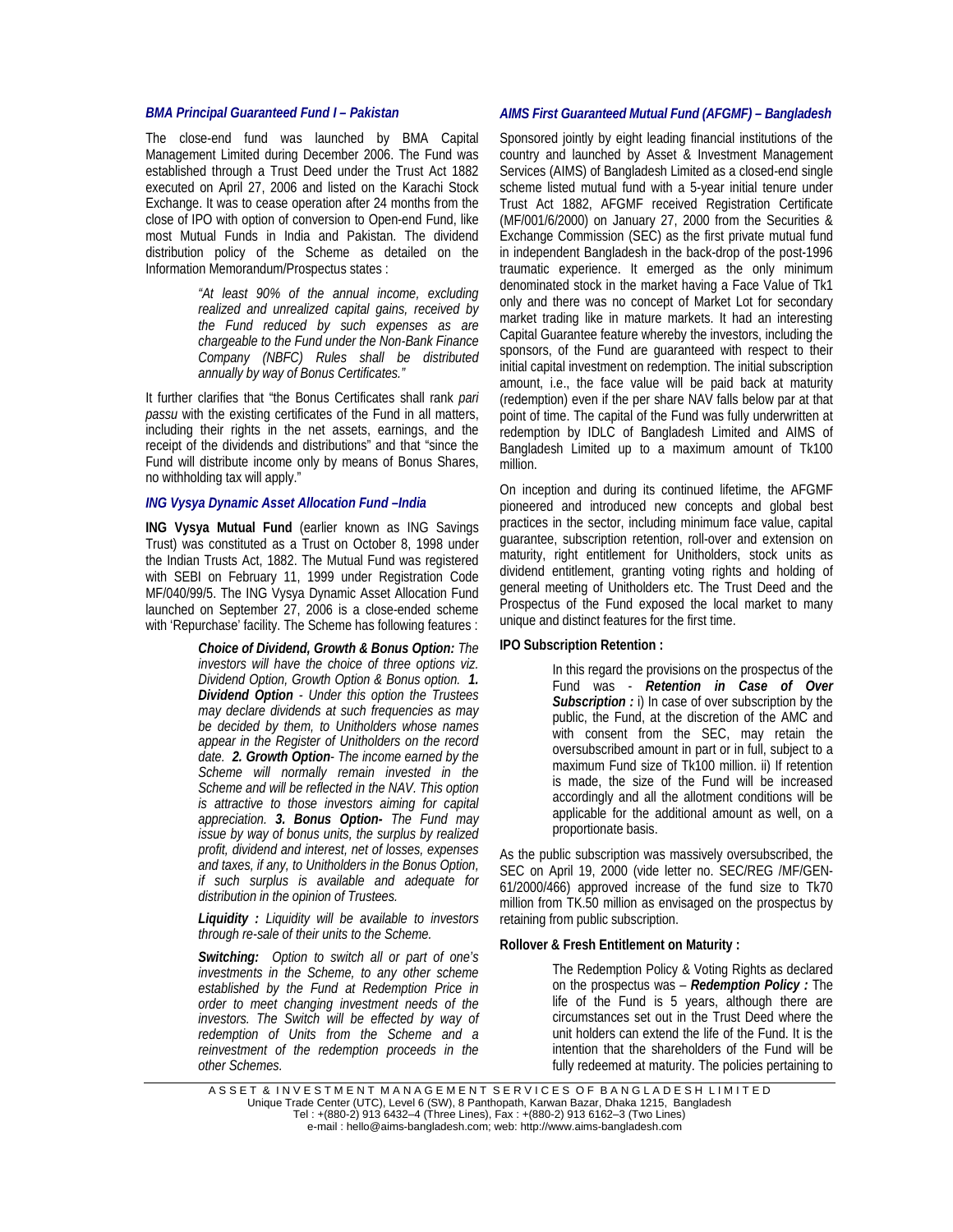### *BMA Principal Guaranteed Fund I – Pakistan*

The close-end fund was launched by BMA Capital Management Limited during December 2006. The Fund was established through a Trust Deed under the Trust Act 1882 executed on April 27, 2006 and listed on the Karachi Stock Exchange. It was to cease operation after 24 months from the close of IPO with option of conversion to Open-end Fund, like most Mutual Funds in India and Pakistan. The dividend distribution policy of the Scheme as detailed on the Information Memorandum/Prospectus states :

> *"At least 90% of the annual income, excluding realized and unrealized capital gains, received by the Fund reduced by such expenses as are chargeable to the Fund under the Non-Bank Finance Company (NBFC) Rules shall be distributed annually by way of Bonus Certificates."*

It further clarifies that "the Bonus Certificates shall rank *pari passu* with the existing certificates of the Fund in all matters, including their rights in the net assets, earnings, and the receipt of the dividends and distributions" and that "since the Fund will distribute income only by means of Bonus Shares, no withholding tax will apply."

### *ING Vysya Dynamic Asset Allocation Fund –India*

**ING Vysya Mutual Fund** (earlier known as ING Savings Trust) was constituted as a Trust on October 8, 1998 under the Indian Trusts Act, 1882. The Mutual Fund was registered with SEBI on February 11, 1999 under Registration Code MF/040/99/5. The ING Vysya Dynamic Asset Allocation Fund launched on September 27, 2006 is a close-ended scheme with 'Repurchase' facility. The Scheme has following features :

> ***Choice of Dividend, Growth & Bonus Option:*** *The investors will have the choice of three options viz. Dividend Option, Growth Option & Bonus option.* ***1. Dividend Option*** *- Under this option the Trustees may declare dividends at such frequencies as may be decided by them, to Unitholders whose names appear in the Register of Unitholders on the record date.* ***2. Growth Option****- The income earned by the Scheme will normally remain invested in the Scheme and will be reflected in the NAV. This option is attractive to those investors aiming for capital appreciation.* ***3. Bonus Option-*** *The Fund may issue by way of bonus units, the surplus by realized profit, dividend and interest, net of losses, expenses and taxes, if any, to Unitholders in the Bonus Option, if such surplus is available and adequate for distribution in the opinion of Trustees.*
>
> ***Liquidity :*** *Liquidity will be available to investors through re-sale of their units to the Scheme.*
>
> ***Switching:*** *Option to switch all or part of one's investments in the Scheme, to any other scheme established by the Fund at Redemption Price in order to meet changing investment needs of the investors. The Switch will be effected by way of redemption of Units from the Scheme and a reinvestment of the redemption proceeds in the other Schemes.*

### *AIMS First Guaranteed Mutual Fund (AFGMF) – Bangladesh*

Sponsored jointly by eight leading financial institutions of the country and launched by Asset & Investment Management Services (AIMS) of Bangladesh Limited as a closed-end single scheme listed mutual fund with a 5-year initial tenure under Trust Act 1882, AFGMF received Registration Certificate (MF/001/6/2000) on January 27, 2000 from the Securities & Exchange Commission (SEC) as the first private mutual fund in independent Bangladesh in the back-drop of the post-1996 traumatic experience. It emerged as the only minimum denominated stock in the market having a Face Value of Tk1 only and there was no concept of Market Lot for secondary market trading like in mature markets. It had an interesting Capital Guarantee feature whereby the investors, including the sponsors, of the Fund are guaranteed with respect to their initial capital investment on redemption. The initial subscription amount, i.e., the face value will be paid back at maturity (redemption) even if the per share NAV falls below par at that point of time. The capital of the Fund was fully underwritten at redemption by IDLC of Bangladesh Limited and AIMS of Bangladesh Limited up to a maximum amount of Tk100 million.

On inception and during its continued lifetime, the AFGMF pioneered and introduced new concepts and global best practices in the sector, including minimum face value, capital guarantee, subscription retention, roll-over and extension on maturity, right entitlement for Unitholders, stock units as dividend entitlement, granting voting rights and holding of general meeting of Unitholders etc. The Trust Deed and the Prospectus of the Fund exposed the local market to many unique and distinct features for the first time.

**IPO Subscription Retention :**

> In this regard the provisions on the prospectus of the Fund was - ***Retention in Case of Over Subscription :*** i) In case of over subscription by the public, the Fund, at the discretion of the AMC and with consent from the SEC, may retain the oversubscribed amount in part or in full, subject to a maximum Fund size of Tk100 million. ii) If retention is made, the size of the Fund will be increased accordingly and all the allotment conditions will be applicable for the additional amount as well, on a proportionate basis.

As the public subscription was massively oversubscribed, the SEC on April 19, 2000 (vide letter no. SEC/REG /MF/GEN-61/2000/466) approved increase of the fund size to Tk70 million from TK.50 million as envisaged on the prospectus by retaining from public subscription.

**Rollover & Fresh Entitlement on Maturity :**

> The Redemption Policy & Voting Rights as declared on the prospectus was – ***Redemption Policy :*** The life of the Fund is 5 years, although there are circumstances set out in the Trust Deed where the unit holders can extend the life of the Fund. It is the intention that the shareholders of the Fund will be fully redeemed at maturity. The policies pertaining to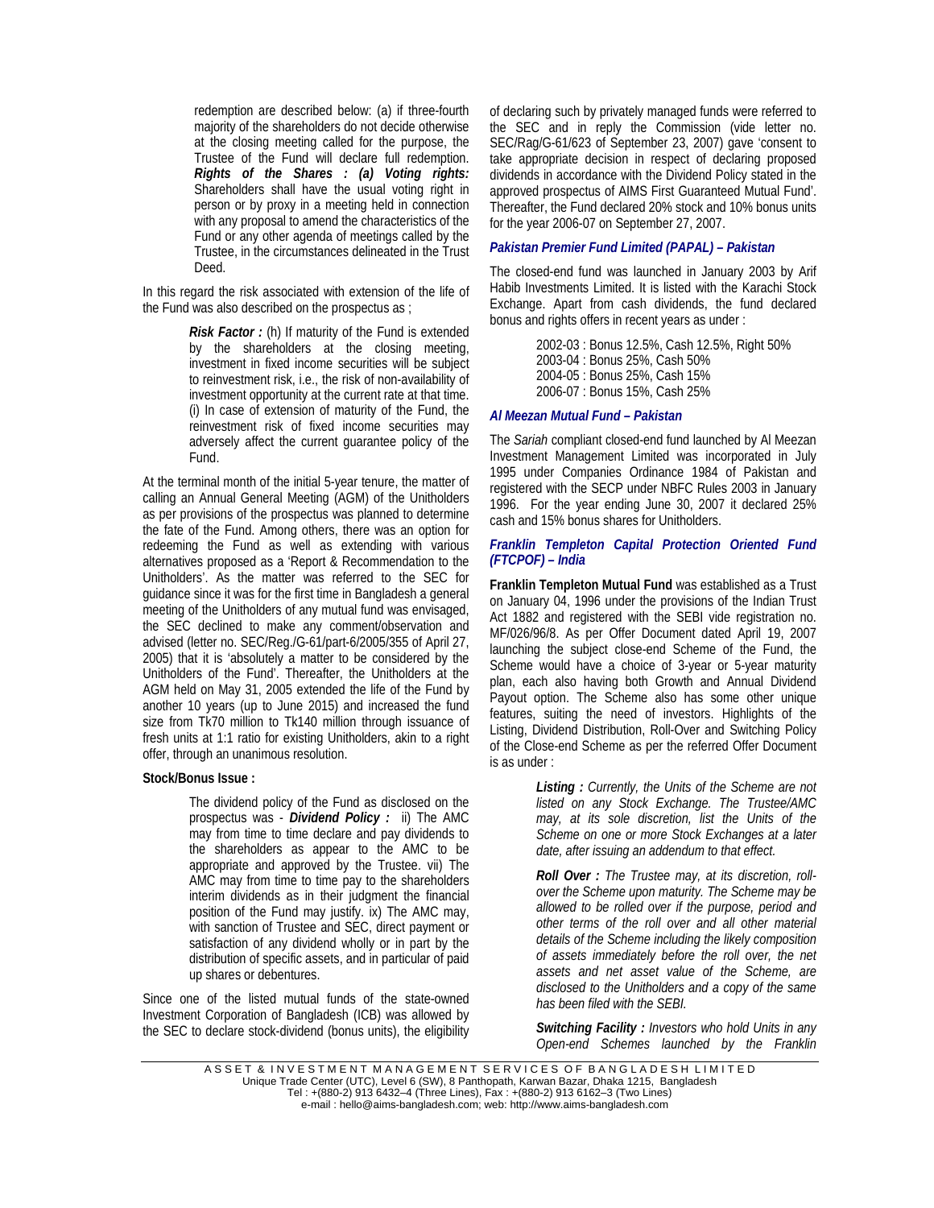> redemption are described below: (a) if three-fourth majority of the shareholders do not decide otherwise at the closing meeting called for the purpose, the Trustee of the Fund will declare full redemption. ***Rights of the Shares : (a) Voting rights:*** Shareholders shall have the usual voting right in person or by proxy in a meeting held in connection with any proposal to amend the characteristics of the Fund or any other agenda of meetings called by the Trustee, in the circumstances delineated in the Trust Deed.

In this regard the risk associated with extension of the life of the Fund was also described on the prospectus as ;

> ***Risk Factor :*** (h) If maturity of the Fund is extended by the shareholders at the closing meeting, investment in fixed income securities will be subject to reinvestment risk, i.e., the risk of non-availability of investment opportunity at the current rate at that time. (i) In case of extension of maturity of the Fund, the reinvestment risk of fixed income securities may adversely affect the current guarantee policy of the Fund.

At the terminal month of the initial 5-year tenure, the matter of calling an Annual General Meeting (AGM) of the Unitholders as per provisions of the prospectus was planned to determine the fate of the Fund. Among others, there was an option for redeeming the Fund as well as extending with various alternatives proposed as a 'Report & Recommendation to the Unitholders'. As the matter was referred to the SEC for guidance since it was for the first time in Bangladesh a general meeting of the Unitholders of any mutual fund was envisaged, the SEC declined to make any comment/observation and advised (letter no. SEC/Reg./G-61/part-6/2005/355 of April 27, 2005) that it is 'absolutely a matter to be considered by the Unitholders of the Fund'. Thereafter, the Unitholders at the AGM held on May 31, 2005 extended the life of the Fund by another 10 years (up to June 2015) and increased the fund size from Tk70 million to Tk140 million through issuance of fresh units at 1:1 ratio for existing Unitholders, akin to a right offer, through an unanimous resolution.

**Stock/Bonus Issue :**

> The dividend policy of the Fund as disclosed on the prospectus was - ***Dividend Policy :*** ii) The AMC may from time to time declare and pay dividends to the shareholders as appear to the AMC to be appropriate and approved by the Trustee. vii) The AMC may from time to time pay to the shareholders interim dividends as in their judgment the financial position of the Fund may justify. ix) The AMC may, with sanction of Trustee and SEC, direct payment or satisfaction of any dividend wholly or in part by the distribution of specific assets, and in particular of paid up shares or debentures.

Since one of the listed mutual funds of the state-owned Investment Corporation of Bangladesh (ICB) was allowed by the SEC to declare stock-dividend (bonus units), the eligibility of declaring such by privately managed funds were referred to the SEC and in reply the Commission (vide letter no. SEC/Rag/G-61/623 of September 23, 2007) gave 'consent to take appropriate decision in respect of declaring proposed dividends in accordance with the Dividend Policy stated in the approved prospectus of AIMS First Guaranteed Mutual Fund'. Thereafter, the Fund declared 20% stock and 10% bonus units for the year 2006-07 on September 27, 2007.

### *Pakistan Premier Fund Limited (PAPAL) – Pakistan*

The closed-end fund was launched in January 2003 by Arif Habib Investments Limited. It is listed with the Karachi Stock Exchange. Apart from cash dividends, the fund declared bonus and rights offers in recent years as under :

> 2002-03 : Bonus 12.5%, Cash 12.5%, Right 50%
> 2003-04 : Bonus 25%, Cash 50%
> 2004-05 : Bonus 25%, Cash 15%
> 2006-07 : Bonus 15%, Cash 25%

### *Al Meezan Mutual Fund – Pakistan*

The *Sariah* compliant closed-end fund launched by Al Meezan Investment Management Limited was incorporated in July 1995 under Companies Ordinance 1984 of Pakistan and registered with the SECP under NBFC Rules 2003 in January 1996. For the year ending June 30, 2007 it declared 25% cash and 15% bonus shares for Unitholders.

### *Franklin Templeton Capital Protection Oriented Fund (FTCPOF) – India*

**Franklin Templeton Mutual Fund** was established as a Trust on January 04, 1996 under the provisions of the Indian Trust Act 1882 and registered with the SEBI vide registration no. MF/026/96/8. As per Offer Document dated April 19, 2007 launching the subject close-end Scheme of the Fund, the Scheme would have a choice of 3-year or 5-year maturity plan, each also having both Growth and Annual Dividend Payout option. The Scheme also has some other unique features, suiting the need of investors. Highlights of the Listing, Dividend Distribution, Roll-Over and Switching Policy of the Close-end Scheme as per the referred Offer Document is as under :

> ***Listing :*** *Currently, the Units of the Scheme are not listed on any Stock Exchange. The Trustee/AMC may, at its sole discretion, list the Units of the Scheme on one or more Stock Exchanges at a later date, after issuing an addendum to that effect.*
>
> ***Roll Over :*** *The Trustee may, at its discretion, roll-over the Scheme upon maturity. The Scheme may be allowed to be rolled over if the purpose, period and other terms of the roll over and all other material details of the Scheme including the likely composition of assets immediately before the roll over, the net assets and net asset value of the Scheme, are disclosed to the Unitholders and a copy of the same has been filed with the SEBI.*
>
> ***Switching Facility :*** *Investors who hold Units in any Open-end Schemes launched by the Franklin*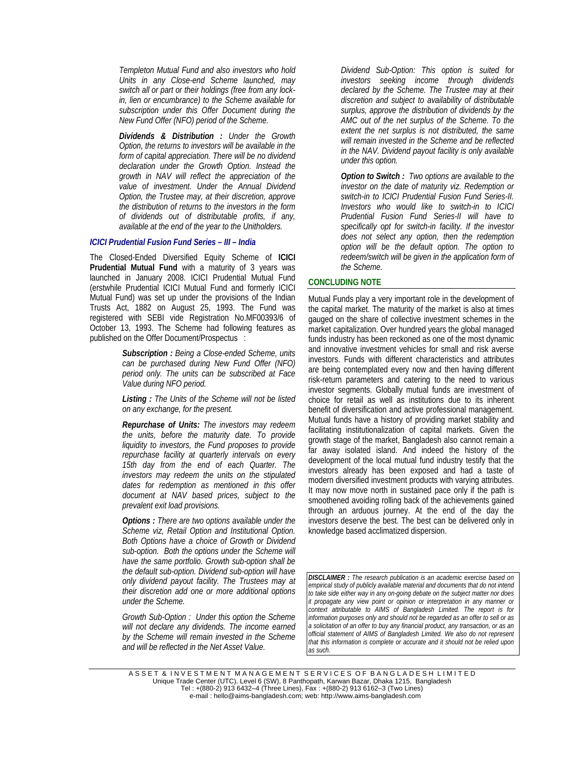*Templeton Mutual Fund and also investors who hold Units in any Close-end Scheme launched, may switch all or part or their holdings (free from any lock-in, lien or encumbrance) to the Scheme available for subscription under this Offer Document during the New Fund Offer (NFO) period of the Scheme.*

***Dividends & Distribution :*** *Under the Growth Option, the returns to investors will be available in the form of capital appreciation. There will be no dividend declaration under the Growth Option. Instead the growth in NAV will reflect the appreciation of the value of investment. Under the Annual Dividend Option, the Trustee may, at their discretion, approve the distribution of returns to the investors in the form of dividends out of distributable profits, if any, available at the end of the year to the Unitholders.*

### *ICICI Prudential Fusion Fund Series – III – India*

The Closed-Ended Diversified Equity Scheme of **ICICI Prudential Mutual Fund** with a maturity of 3 years was launched in January 2008. ICICI Prudential Mutual Fund (erstwhile Prudential ICICI Mutual Fund and formerly ICICI Mutual Fund) was set up under the provisions of the Indian Trusts Act, 1882 on August 25, 1993. The Fund was registered with SEBI vide Registration No.MF00393/6 of October 13, 1993. The Scheme had following features as published on the Offer Document/Prospectus :

***Subscription :*** *Being a Close-ended Scheme, units can be purchased during New Fund Offer (NFO) period only. The units can be subscribed at Face Value during NFO period.*

***Listing :*** *The Units of the Scheme will not be listed on any exchange, for the present.*

***Repurchase of Units:*** *The investors may redeem the units, before the maturity date. To provide liquidity to investors, the Fund proposes to provide repurchase facility at quarterly intervals on every 15th day from the end of each Quarter. The investors may redeem the units on the stipulated dates for redemption as mentioned in this offer document at NAV based prices, subject to the prevalent exit load provisions.*

***Options :*** *There are two options available under the Scheme viz, Retail Option and Institutional Option. Both Options have a choice of Growth or Dividend sub-option. Both the options under the Scheme will have the same portfolio. Growth sub-option shall be the default sub-option. Dividend sub-option will have only dividend payout facility. The Trustees may at their discretion add one or more additional options under the Scheme.*

*Growth Sub-Option : Under this option the Scheme will not declare any dividends. The income earned by the Scheme will remain invested in the Scheme and will be reflected in the Net Asset Value.*

*Dividend Sub-Option: This option is suited for investors seeking income through dividends declared by the Scheme. The Trustee may at their discretion and subject to availability of distributable surplus, approve the distribution of dividends by the AMC out of the net surplus of the Scheme. To the extent the net surplus is not distributed, the same will remain invested in the Scheme and be reflected in the NAV. Dividend payout facility is only available under this option.*

***Option to Switch :*** *Two options are available to the investor on the date of maturity viz. Redemption or switch-in to ICICI Prudential Fusion Fund Series-II. Investors who would like to switch-in to ICICI Prudential Fusion Fund Series-II will have to specifically opt for switch-in facility. If the investor does not select any option, then the redemption option will be the default option. The option to redeem/switch will be given in the application form of the Scheme.*

## CONCLUDING NOTE

Mutual Funds play a very important role in the development of the capital market. The maturity of the market is also at times gauged on the share of collective investment schemes in the market capitalization. Over hundred years the global managed funds industry has been reckoned as one of the most dynamic and innovative investment vehicles for small and risk averse investors. Funds with different characteristics and attributes are being contemplated every now and then having different risk-return parameters and catering to the need to various investor segments. Globally mutual funds are investment of choice for retail as well as institutions due to its inherent benefit of diversification and active professional management. Mutual funds have a history of providing market stability and facilitating institutionalization of capital markets. Given the growth stage of the market, Bangladesh also cannot remain a far away isolated island. And indeed the history of the development of the local mutual fund industry testify that the investors already has been exposed and had a taste of modern diversified investment products with varying attributes. It may now move north in sustained pace only if the path is smoothened avoiding rolling back of the achievements gained through an arduous journey. At the end of the day the investors deserve the best. The best can be delivered only in knowledge based acclimatized dispersion.

***DISCLAIMER :*** *The research publication is an academic exercise based on empirical study of publicly available material and documents that do not intend to take side either way in any on-going debate on the subject matter nor does it propagate any view point or opinion or interpretation in any manner or context attributable to AIMS of Bangladesh Limited. The report is for information purposes only and should not be regarded as an offer to sell or as a solicitation of an offer to buy any financial product, any transaction, or as an official statement of AIMS of Bangladesh Limited. We also do not represent that this information is complete or accurate and it should not be relied upon as such.*

ASSET & INVESTMENT MANAGEMENT SERVICES OF BANGLADESH LIMITED
Unique Trade Center (UTC), Level 6 (SW), 8 Panthopath, Karwan Bazar, Dhaka 1215, Bangladesh
Tel : +(880-2) 913 6432–4 (Three Lines), Fax : +(880-2) 913 6162–3 (Two Lines)
e-mail : hello@aims-bangladesh.com; web: http://www.aims-bangladesh.com